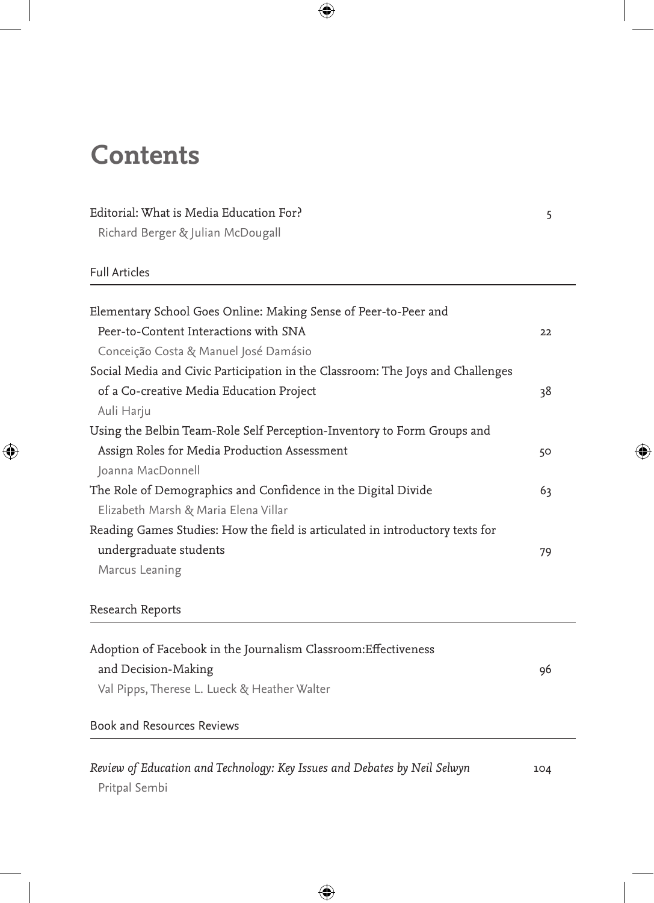# Contents

Editorial: What is Media Education For? — 5
Richard Berger & Julian McDougall

## Full Articles

Elementary School Goes Online: Making Sense of Peer-to-Peer and Peer-to-Content Interactions with SNA — 22
Conceição Costa & Manuel José Damásio

Social Media and Civic Participation in the Classroom: The Joys and Challenges of a Co-creative Media Education Project — 38
Auli Harju

Using the Belbin Team-Role Self Perception-Inventory to Form Groups and Assign Roles for Media Production Assessment — 50
Joanna MacDonnell

The Role of Demographics and Confidence in the Digital Divide — 63
Elizabeth Marsh & Maria Elena Villar

Reading Games Studies: How the field is articulated in introductory texts for undergraduate students — 79
Marcus Leaning

## Research Reports

Adoption of Facebook in the Journalism Classroom:Effectiveness and Decision-Making — 96
Val Pipps, Therese L. Lueck & Heather Walter

## Book and Resources Reviews

*Review of Education and Technology: Key Issues and Debates by Neil Selwyn* — 104
Pritpal Sembi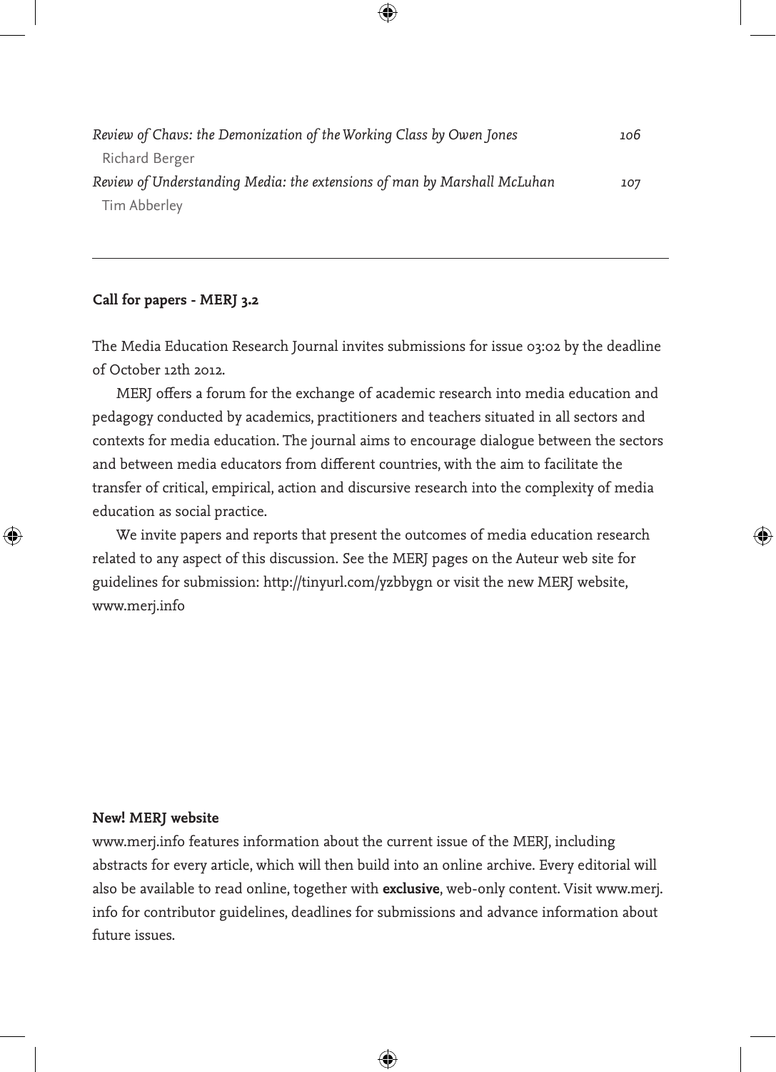*Review of Chavs: the Demonization of the Working Class by Owen Jones* 106
Richard Berger

*Review of Understanding Media: the extensions of man by Marshall McLuhan* 107
Tim Abberley

---

**Call for papers - MERJ 3.2**

The Media Education Research Journal invites submissions for issue 03:02 by the deadline of October 12th 2012.

MERJ offers a forum for the exchange of academic research into media education and pedagogy conducted by academics, practitioners and teachers situated in all sectors and contexts for media education. The journal aims to encourage dialogue between the sectors and between media educators from different countries, with the aim to facilitate the transfer of critical, empirical, action and discursive research into the complexity of media education as social practice.

We invite papers and reports that present the outcomes of media education research related to any aspect of this discussion. See the MERJ pages on the Auteur web site for guidelines for submission: http://tinyurl.com/yzbbygn or visit the new MERJ website, www.merj.info

**New! MERJ website**

www.merj.info features information about the current issue of the MERJ, including abstracts for every article, which will then build into an online archive. Every editorial will also be available to read online, together with **exclusive**, web-only content. Visit www.merj.info for contributor guidelines, deadlines for submissions and advance information about future issues.